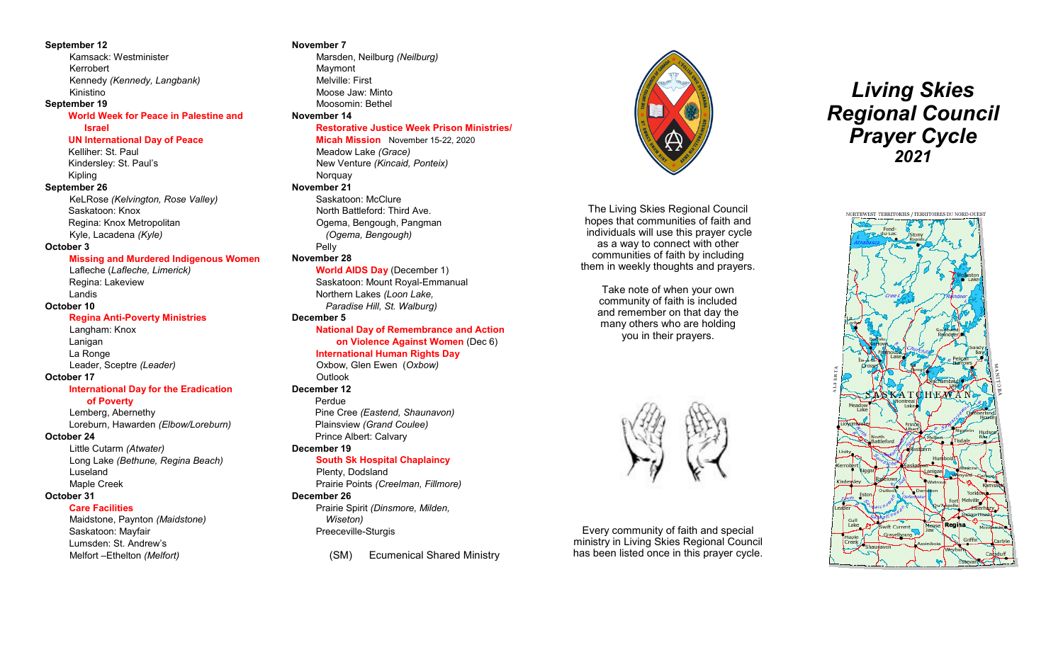**September 12**

Kamsack: Westminister
Kerrobert
Kennedy *(Kennedy, Langbank)*
Kinistino

**September 19**

**World Week for Peace in Palestine and Israel**
**UN International Day of Peace**
Kelliher: St. Paul
Kindersley: St. Paul's
Kipling

**September 26**

KeLRose *(Kelvington, Rose Valley)*
Saskatoon: Knox
Regina: Knox Metropolitan
Kyle, Lacadena *(Kyle)*

**October 3**

**Missing and Murdered Indigenous Women**
Lafleche (*Lafleche, Limerick)*
Regina: Lakeview
Landis

**October 10**

**Regina Anti-Poverty Ministries**
Langham: Knox
Lanigan
La Ronge
Leader, Sceptre *(Leader)*

**October 17**

**International Day for the Eradication of Poverty**
Lemberg, Abernethy
Loreburn, Hawarden *(Elbow/Loreburn)*

**October 24**

Little Cutarm *(Atwater)*
Long Lake *(Bethune, Regina Beach)*
Luseland
Maple Creek

**October 31**

**Care Facilities**
Maidstone, Paynton *(Maidstone)*
Saskatoon: Mayfair
Lumsden: St. Andrew's
Melfort –Ethelton *(Melfort)*

**November 7**

Marsden, Neilburg *(Neilburg)*
Maymont
Melville: First
Moose Jaw: Minto
Moosomin: Bethel

**November 14**

**Restorative Justice Week Prison Ministries/ Micah Mission** November 15-22, 2020
Meadow Lake *(Grace)*
New Venture *(Kincaid, Ponteix)*
Norquay

**November 21**

Saskatoon: McClure
North Battleford: Third Ave.
Ogema, Bengough, Pangman *(Ogema, Bengough)*
Pelly

**November 28**

**World AIDS Day** (December 1)
Saskatoon: Mount Royal-Emmanual
Northern Lakes *(Loon Lake, Paradise Hill, St. Walburg)*

**December 5**

**National Day of Remembrance and Action on Violence Against Women** (Dec 6)
**International Human Rights Day**
Oxbow, Glen Ewen (*Oxbow)*
Outlook

**December 12**

Perdue
Pine Cree *(Eastend, Shaunavon)*
Plainsview *(Grand Coulee)*
Prince Albert: Calvary

**December 19**

**South Sk Hospital Chaplaincy**
Plenty, Dodsland
Prairie Points *(Creelman, Fillmore)*

**December 26**

Prairie Spirit *(Dinsmore, Milden, Wiseton)*
Preeceville-Sturgis

(SM) Ecumenical Shared Ministry

The Living Skies Regional Council hopes that communities of faith and individuals will use this prayer cycle as a way to connect with other communities of faith by including them in weekly thoughts and prayers.

Take note of when your own community of faith is included and remember on that day the many others who are holding you in their prayers.

Every community of faith and special ministry in Living Skies Regional Council has been listed once in this prayer cycle.

# *Living Skies Regional Council Prayer Cycle 2021*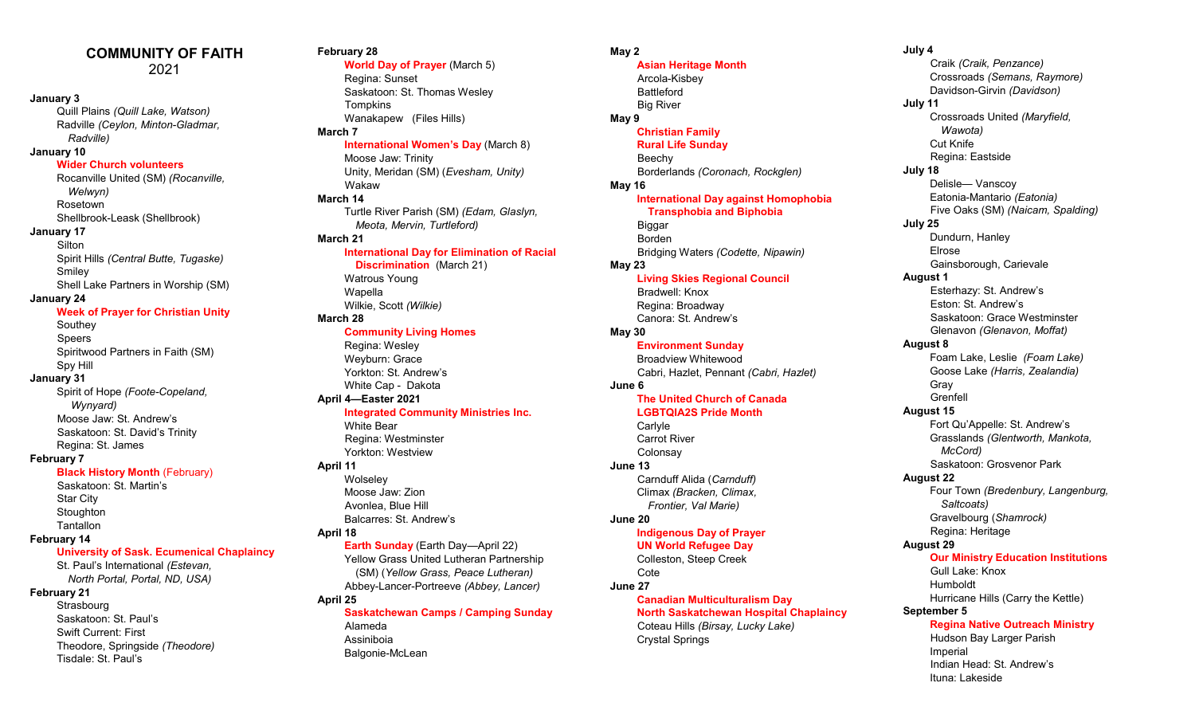## COMMUNITY OF FAITH
2021

**January 3**
- Quill Plains *(Quill Lake, Watson)*
- Radville *(Ceylon, Minton-Gladmar, Radville)*

**January 10**
- **Wider Church volunteers**
- Rocanville United (SM) *(Rocanville, Welwyn)*
- Rosetown
- Shellbrook-Leask (Shellbrook)

**January 17**
- Silton
- Spirit Hills *(Central Butte, Tugaske)*
- Smiley
- Shell Lake Partners in Worship (SM)

**January 24**
- **Week of Prayer for Christian Unity**
- Southey
- Speers
- Spiritwood Partners in Faith (SM)
- Spy Hill

**January 31**
- Spirit of Hope *(Foote-Copeland, Wynyard)*
- Moose Jaw: St. Andrew's
- Saskatoon: St. David's Trinity
- Regina: St. James

**February 7**
- **Black History Month** (February)
- Saskatoon: St. Martin's
- Star City
- Stoughton
- Tantallon

**February 14**
- **University of Sask. Ecumenical Chaplaincy**
- St. Paul's International *(Estevan, North Portal, Portal, ND, USA)*

**February 21**
- Strasbourg
- Saskatoon: St. Paul's
- Swift Current: First
- Theodore, Springside *(Theodore)*
- Tisdale: St. Paul's

**February 28**
- **World Day of Prayer** (March 5)
- Regina: Sunset
- Saskatoon: St. Thomas Wesley
- Tompkins
- Wanakapew (Files Hills)

**March 7**
- **International Women's Day** (March 8)
- Moose Jaw: Trinity
- Unity, Meridan (SM) (*Evesham, Unity)*
- Wakaw

**March 14**
- Turtle River Parish (SM) *(Edam, Glaslyn, Meota, Mervin, Turtleford)*

**March 21**
- **International Day for Elimination of Racial Discrimination** (March 21)
- Watrous Young
- Wapella
- Wilkie, Scott *(Wilkie)*

**March 28**
- **Community Living Homes**
- Regina: Wesley
- Weyburn: Grace
- Yorkton: St. Andrew's
- White Cap - Dakota

**April 4—Easter 2021**
- **Integrated Community Ministries Inc.**
- White Bear
- Regina: Westminster
- Yorkton: Westview

**April 11**
- Wolseley
- Moose Jaw: Zion
- Avonlea, Blue Hill
- Balcarres: St. Andrew's

**April 18**
- **Earth Sunday** (Earth Day—April 22)
- Yellow Grass United Lutheran Partnership (SM) (*Yellow Grass, Peace Lutheran)*
- Abbey-Lancer-Portreeve *(Abbey, Lancer)*

**April 25**
- **Saskatchewan Camps / Camping Sunday**
- Alameda
- Assiniboia
- Balgonie-McLean

**May 2**
- **Asian Heritage Month**
- Arcola-Kisbey
- Battleford
- Big River

**May 9**
- **Christian Family**
- **Rural Life Sunday**
- Beechy
- Borderlands *(Coronach, Rockglen)*

**May 16**
- **International Day against Homophobia Transphobia and Biphobia**
- Biggar
- Borden
- Bridging Waters *(Codette, Nipawin)*

**May 23**
- **Living Skies Regional Council**
- Bradwell: Knox
- Regina: Broadway
- Canora: St. Andrew's

**May 30**
- **Environment Sunday**
- Broadview Whitewood
- Cabri, Hazlet, Pennant *(Cabri, Hazlet)*

**June 6**
- **The United Church of Canada LGBTQIA2S Pride Month**
- Carlyle
- Carrot River
- Colonsay

**June 13**
- Carnduff Alida (*Carnduff)*
- Climax *(Bracken, Climax, Frontier, Val Marie)*

**June 20**
- **Indigenous Day of Prayer**
- **UN World Refugee Day**
- Colleston, Steep Creek
- Cote

**June 27**
- **Canadian Multiculturalism Day**
- **North Saskatchewan Hospital Chaplaincy**
- Coteau Hills *(Birsay, Lucky Lake)*
- Crystal Springs

**July 4**
- Craik *(Craik, Penzance)*
- Crossroads *(Semans, Raymore)*
- Davidson-Girvin *(Davidson)*

**July 11**
- Crossroads United *(Maryfield, Wawota)*
- Cut Knife
- Regina: Eastside

**July 18**
- Delisle— Vanscoy
- Eatonia-Mantario *(Eatonia)*
- Five Oaks (SM) *(Naicam, Spalding)*

**July 25**
- Dundurn, Hanley
- Elrose
- Gainsborough, Carievale

**August 1**
- Esterhazy: St. Andrew's
- Eston: St. Andrew's
- Saskatoon: Grace Westminster
- Glenavon *(Glenavon, Moffat)*

**August 8**
- Foam Lake, Leslie *(Foam Lake)*
- Goose Lake *(Harris, Zealandia)*
- Gray
- Grenfell

**August 15**
- Fort Qu'Appelle: St. Andrew's
- Grasslands *(Glentworth, Mankota, McCord)*
- Saskatoon: Grosvenor Park

**August 22**
- Four Town *(Bredenbury, Langenburg, Saltcoats)*
- Gravelbourg (*Shamrock)*
- Regina: Heritage

**August 29**
- **Our Ministry Education Institutions**
- Gull Lake: Knox
- Humboldt
- Hurricane Hills (Carry the Kettle)

**September 5**
- **Regina Native Outreach Ministry**
- Hudson Bay Larger Parish
- Imperial
- Indian Head: St. Andrew's
- Ituna: Lakeside